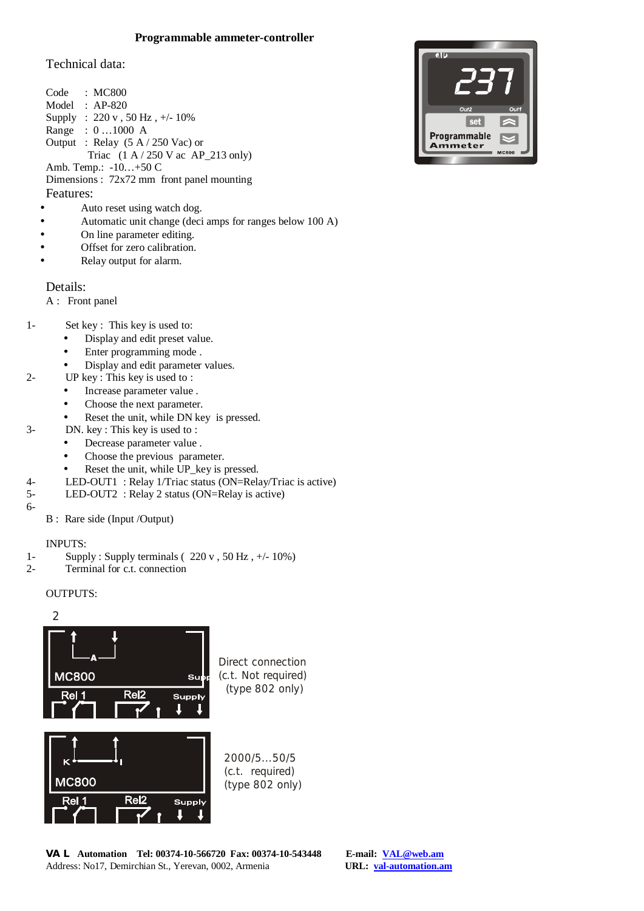# Programmable ammeter-controller

## Technical data:

Code : MC800
Model : AP-820
Supply : 220 v , 50 Hz , +/- 10%
Range : 0 …1000 A
Output : Relay (5 A / 250 Vac) or
Triac (1 A / 250 V ac AP_213 only)
Amb. Temp.: -10…+50 C
Dimensions : 72x72 mm front panel mounting

## Features:

- Auto reset using watch dog.
- Automatic unit change (deci amps for ranges below 100 A)
- On line parameter editing.
- Offset for zero calibration.
- Relay output for alarm.

## Details:

A : Front panel

1- Set key : This key is used to:
   - Display and edit preset value.
   - Enter programming mode .
   - Display and edit parameter values.

2- UP key : This key is used to :
   - Increase parameter value .
   - Choose the next parameter.
   - Reset the unit, while DN key is pressed.

3- DN. key : This key is used to :
   - Decrease parameter value .
   - Choose the previous parameter.
   - Reset the unit, while UP_key is pressed.

4- LED-OUT1 : Relay 1/Triac status (ON=Relay/Triac is active)

5- LED-OUT2 : Relay 2 status (ON=Relay is active)

6-

B : Rare side (Input /Output)

INPUTS:

1- Supply : Supply terminals ( 220 v , 50 Hz , +/- 10%)

2- Terminal for c.t. connection

OUTPUTS:

2

Direct connection
(c.t. Not required)
(type 802 only)

2000/5…50/5
(c.t. required)
(type 802 only)

**VA L Automation Tel: 00374-10-566720 Fax: 00374-10-543448** **E-mail: VAL@web.am**
Address: No17, Demirchian St., Yerevan, 0002, Armenia **URL: val-automation.am**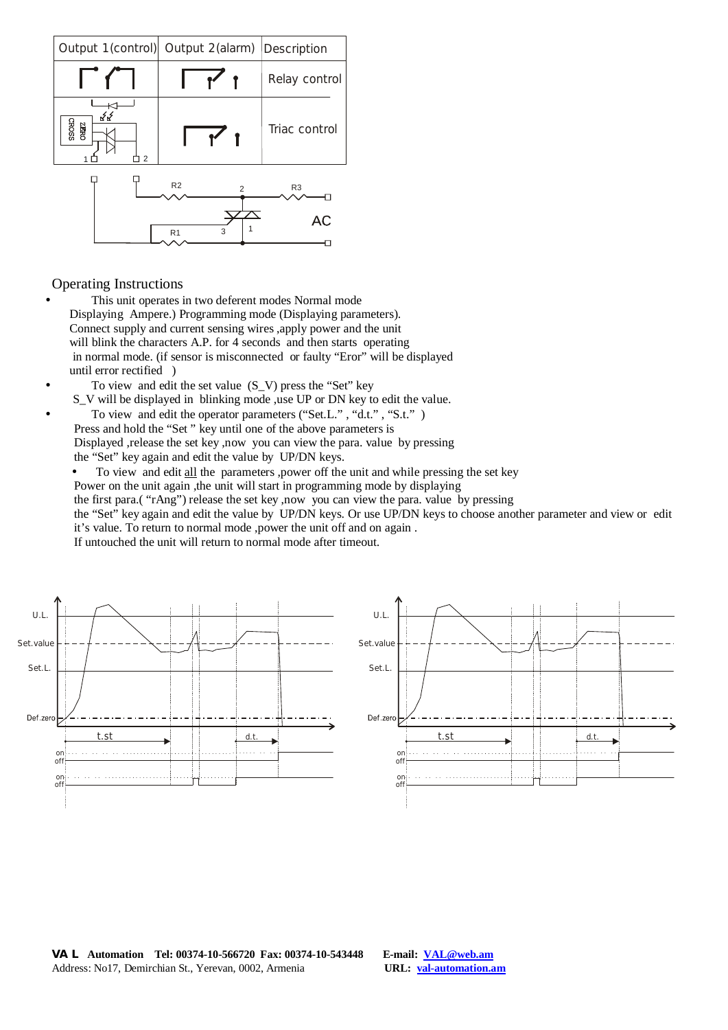| Output 1(control) | Output 2(alarm) | Description |
|---|---|---|
| | | Relay control |
| | | Triac control |

## Operating Instructions

- This unit operates in two deferent modes Normal mode Displaying Ampere.) Programming mode (Displaying parameters). Connect supply and current sensing wires ,apply power and the unit will blink the characters A.P. for 4 seconds and then starts operating in normal mode. (if sensor is misconnected or faulty “Eror” will be displayed until error rectified )
- To view and edit the set value (S_V) press the “Set” key S_V will be displayed in blinking mode ,use UP or DN key to edit the value.
- To view and edit the operator parameters (“Set.L.” , “d.t.” , “S.t.” ) Press and hold the “Set ” key until one of the above parameters is Displayed ,release the set key ,now you can view the para. value by pressing the “Set” key again and edit the value by UP/DN keys.
- To view and edit all the parameters ,power off the unit and while pressing the set key Power on the unit again ,the unit will start in programming mode by displaying the first para.( “rAng”) release the set key ,now you can view the para. value by pressing the “Set” key again and edit the value by UP/DN keys. Or use UP/DN keys to choose another parameter and view or edit it’s value. To return to normal mode ,power the unit off and on again . If untouched the unit will return to normal mode after timeout.

**VA L Automation Tel: 00374-10-566720 Fax: 00374-10-543448** **E-mail: VAL@web.am**
Address: No17, Demirchian St., Yerevan, 0002, Armenia **URL: val-automation.am**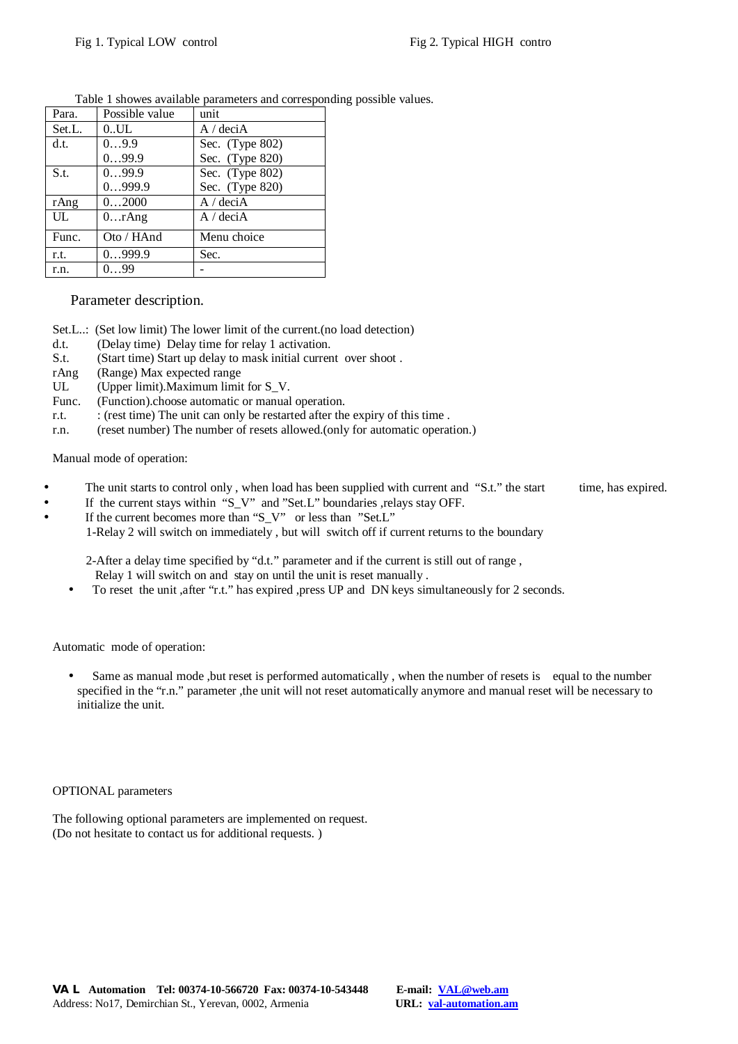Fig 1. Typical LOW control

Fig 2. Typical HIGH contro

Table 1 showes available parameters and corresponding possible values.

| Para. | Possible value | unit |
|---|---|---|
| Set.L. | 0..UL | A / deciA |
| d.t. | 0…9.9<br>0…99.9 | Sec. (Type 802)<br>Sec. (Type 820) |
| S.t. | 0…99.9<br>0…999.9 | Sec. (Type 802)<br>Sec. (Type 820) |
| rAng | 0…2000 | A / deciA |
| UL | 0…rAng | A / deciA |
| Func. | Oto / HAnd | Menu choice |
| r.t. | 0…999.9 | Sec. |
| r.n. | 0…99 | - |

## Parameter description.

Set.L..: (Set low limit) The lower limit of the current.(no load detection)
d.t. (Delay time) Delay time for relay 1 activation.
S.t. (Start time) Start up delay to mask initial current over shoot .
rAng (Range) Max expected range
UL (Upper limit).Maximum limit for S_V.
Func. (Function).choose automatic or manual operation.
r.t. : (rest time) The unit can only be restarted after the expiry of this time .
r.n. (reset number) The number of resets allowed.(only for automatic operation.)

Manual mode of operation:

- The unit starts to control only , when load has been supplied with current and "S.t." the start time, has expired.
- If the current stays within "S_V" and "Set.L" boundaries ,relays stay OFF.
- If the current becomes more than "S_V" or less than "Set.L"
  1-Relay 2 will switch on immediately , but will switch off if current returns to the boundary

  2-After a delay time specified by "d.t." parameter and if the current is still out of range ,
  Relay 1 will switch on and stay on until the unit is reset manually .
  - To reset the unit ,after "r.t." has expired ,press UP and DN keys simultaneously for 2 seconds.

Automatic mode of operation:

- Same as manual mode ,but reset is performed automatically , when the number of resets is equal to the number specified in the "r.n." parameter ,the unit will not reset automatically anymore and manual reset will be necessary to initialize the unit.

OPTIONAL parameters

The following optional parameters are implemented on request.
(Do not hesitate to contact us for additional requests. )

**VA L Automation Tel: 00374-10-566720 Fax: 00374-10-543448** **E-mail:** VAL@web.am
Address: No17, Demirchian St., Yerevan, 0002, Armenia **URL:** val-automation.am